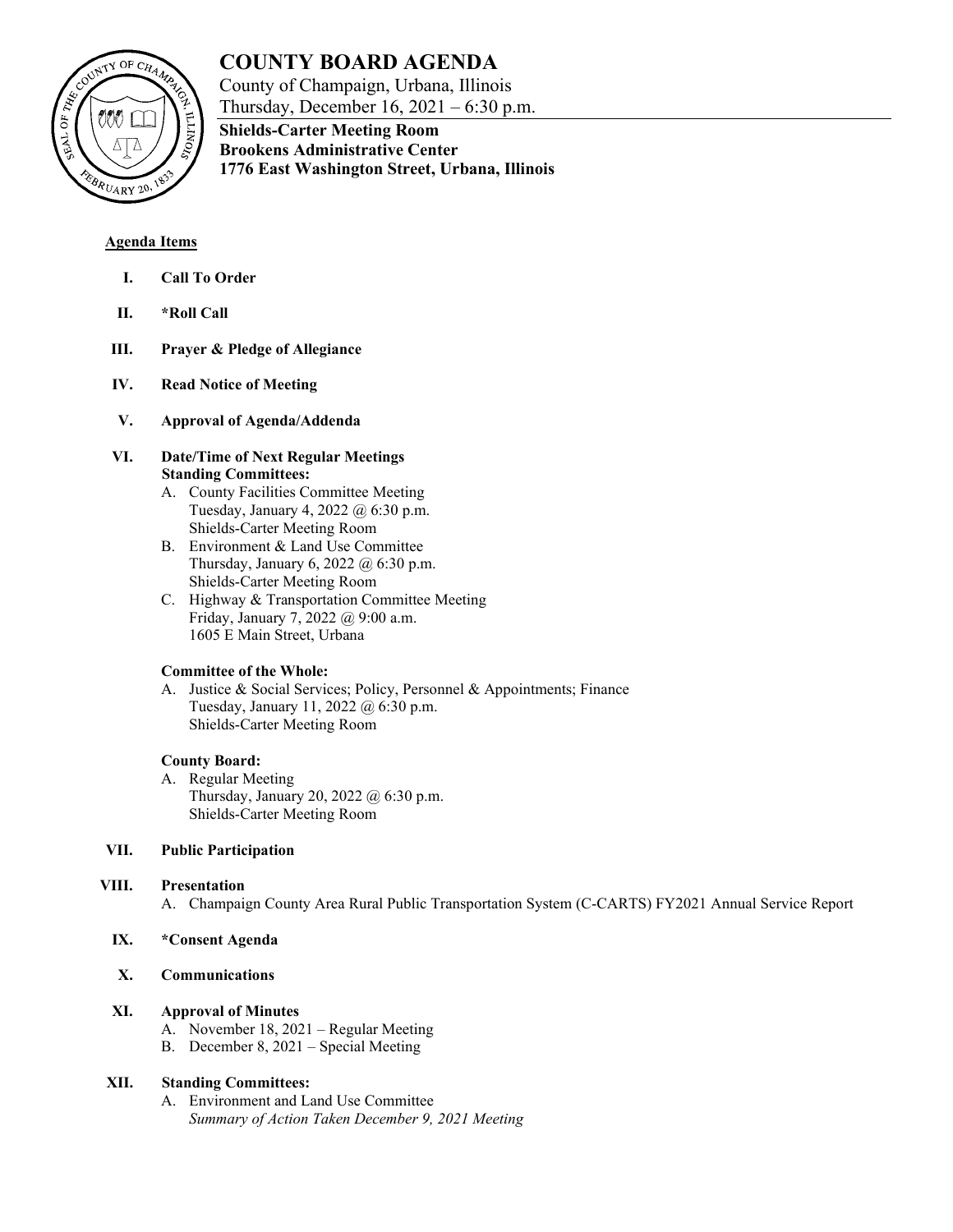# COUNTY BOARD AGENDA

County of Champaign, Urbana, Illinois
Thursday, December 16, 2021 – 6:30 p.m.

**Shields-Carter Meeting Room**
**Brookens Administrative Center**
**1776 East Washington Street, Urbana, Illinois**

**Agenda Items**

**I. Call To Order**

**II. *Roll Call**

**III. Prayer & Pledge of Allegiance**

**IV. Read Notice of Meeting**

**V. Approval of Agenda/Addenda**

**VI. Date/Time of Next Regular Meetings**
**Standing Committees:**

A. County Facilities Committee Meeting
Tuesday, January 4, 2022 @ 6:30 p.m.
Shields-Carter Meeting Room

B. Environment & Land Use Committee
Thursday, January 6, 2022 @ 6:30 p.m.
Shields-Carter Meeting Room

C. Highway & Transportation Committee Meeting
Friday, January 7, 2022 @ 9:00 a.m.
1605 E Main Street, Urbana

**Committee of the Whole:**

A. Justice & Social Services; Policy, Personnel & Appointments; Finance
Tuesday, January 11, 2022 @ 6:30 p.m.
Shields-Carter Meeting Room

**County Board:**

A. Regular Meeting
Thursday, January 20, 2022 @ 6:30 p.m.
Shields-Carter Meeting Room

**VII. Public Participation**

**VIII. Presentation**

A. Champaign County Area Rural Public Transportation System (C-CARTS) FY2021 Annual Service Report

**IX. *Consent Agenda**

**X. Communications**

**XI. Approval of Minutes**

A. November 18, 2021 – Regular Meeting
B. December 8, 2021 – Special Meeting

**XII. Standing Committees:**

A. Environment and Land Use Committee
*Summary of Action Taken December 9, 2021 Meeting*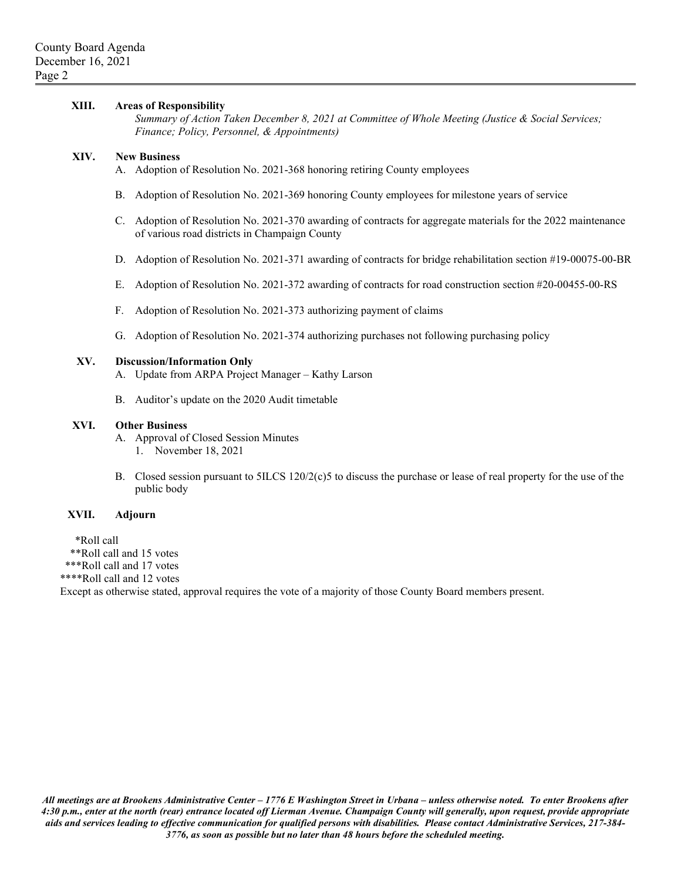**XIII. Areas of Responsibility**

*Summary of Action Taken December 8, 2021 at Committee of Whole Meeting (Justice & Social Services; Finance; Policy, Personnel, & Appointments)*

**XIV. New Business**

A. Adoption of Resolution No. 2021-368 honoring retiring County employees

B. Adoption of Resolution No. 2021-369 honoring County employees for milestone years of service

C. Adoption of Resolution No. 2021-370 awarding of contracts for aggregate materials for the 2022 maintenance of various road districts in Champaign County

D. Adoption of Resolution No. 2021-371 awarding of contracts for bridge rehabilitation section #19-00075-00-BR

E. Adoption of Resolution No. 2021-372 awarding of contracts for road construction section #20-00455-00-RS

F. Adoption of Resolution No. 2021-373 authorizing payment of claims

G. Adoption of Resolution No. 2021-374 authorizing purchases not following purchasing policy

**XV. Discussion/Information Only**

A. Update from ARPA Project Manager – Kathy Larson

B. Auditor's update on the 2020 Audit timetable

**XVI. Other Business**

A. Approval of Closed Session Minutes
   1. November 18, 2021

B. Closed session pursuant to 5ILCS 120/2(c)5 to discuss the purchase or lease of real property for the use of the public body

**XVII. Adjourn**

*Roll call
**Roll call and 15 votes
***Roll call and 17 votes
****Roll call and 12 votes
Except as otherwise stated, approval requires the vote of a majority of those County Board members present.

***All meetings are at Brookens Administrative Center – 1776 E Washington Street in Urbana – unless otherwise noted. To enter Brookens after 4:30 p.m., enter at the north (rear) entrance located off Lierman Avenue. Champaign County will generally, upon request, provide appropriate aids and services leading to effective communication for qualified persons with disabilities. Please contact Administrative Services, 217-384-3776, as soon as possible but no later than 48 hours before the scheduled meeting.***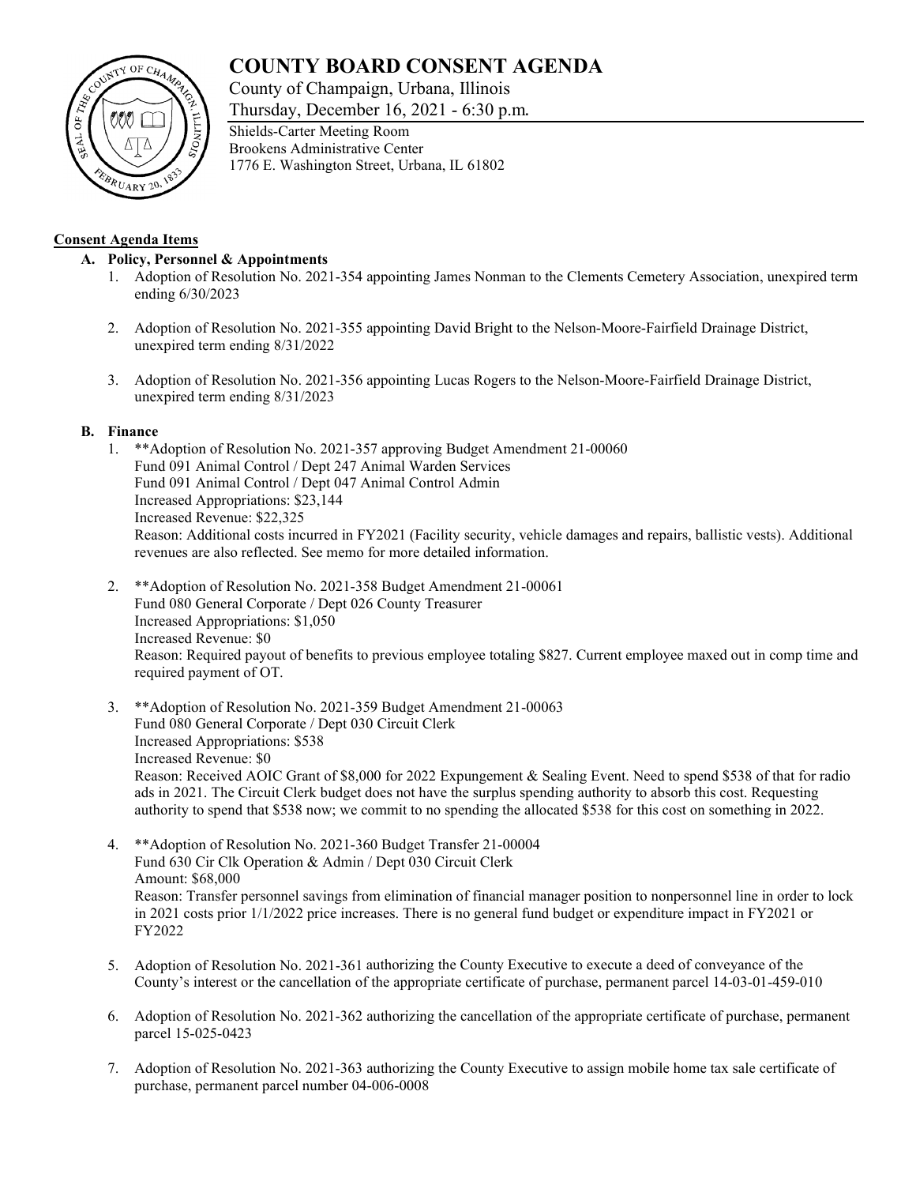# COUNTY BOARD CONSENT AGENDA

County of Champaign, Urbana, Illinois

Thursday, December 16, 2021 - 6:30 p.m.

Shields-Carter Meeting Room
Brookens Administrative Center
1776 E. Washington Street, Urbana, IL 61802

**Consent Agenda Items**

**A. Policy, Personnel & Appointments**

1. Adoption of Resolution No. 2021-354 appointing James Nonman to the Clements Cemetery Association, unexpired term ending 6/30/2023

2. Adoption of Resolution No. 2021-355 appointing David Bright to the Nelson-Moore-Fairfield Drainage District, unexpired term ending 8/31/2022

3. Adoption of Resolution No. 2021-356 appointing Lucas Rogers to the Nelson-Moore-Fairfield Drainage District, unexpired term ending 8/31/2023

**B. Finance**

1. **Adoption of Resolution No. 2021-357 approving Budget Amendment 21-00060
   Fund 091 Animal Control / Dept 247 Animal Warden Services
   Fund 091 Animal Control / Dept 047 Animal Control Admin
   Increased Appropriations: $23,144
   Increased Revenue: $22,325
   Reason: Additional costs incurred in FY2021 (Facility security, vehicle damages and repairs, ballistic vests). Additional revenues are also reflected. See memo for more detailed information.

2. **Adoption of Resolution No. 2021-358 Budget Amendment 21-00061
   Fund 080 General Corporate / Dept 026 County Treasurer
   Increased Appropriations: $1,050
   Increased Revenue: $0
   Reason: Required payout of benefits to previous employee totaling $827. Current employee maxed out in comp time and required payment of OT.

3. **Adoption of Resolution No. 2021-359 Budget Amendment 21-00063
   Fund 080 General Corporate / Dept 030 Circuit Clerk
   Increased Appropriations: $538
   Increased Revenue: $0
   Reason: Received AOIC Grant of $8,000 for 2022 Expungement & Sealing Event. Need to spend $538 of that for radio ads in 2021. The Circuit Clerk budget does not have the surplus spending authority to absorb this cost. Requesting authority to spend that $538 now; we commit to no spending the allocated $538 for this cost on something in 2022.

4. **Adoption of Resolution No. 2021-360 Budget Transfer 21-00004
   Fund 630 Cir Clk Operation & Admin / Dept 030 Circuit Clerk
   Amount: $68,000
   Reason: Transfer personnel savings from elimination of financial manager position to nonpersonnel line in order to lock in 2021 costs prior 1/1/2022 price increases. There is no general fund budget or expenditure impact in FY2021 or FY2022

5. Adoption of Resolution No. 2021-361 authorizing the County Executive to execute a deed of conveyance of the County's interest or the cancellation of the appropriate certificate of purchase, permanent parcel 14-03-01-459-010

6. Adoption of Resolution No. 2021-362 authorizing the cancellation of the appropriate certificate of purchase, permanent parcel 15-025-0423

7. Adoption of Resolution No. 2021-363 authorizing the County Executive to assign mobile home tax sale certificate of purchase, permanent parcel number 04-006-0008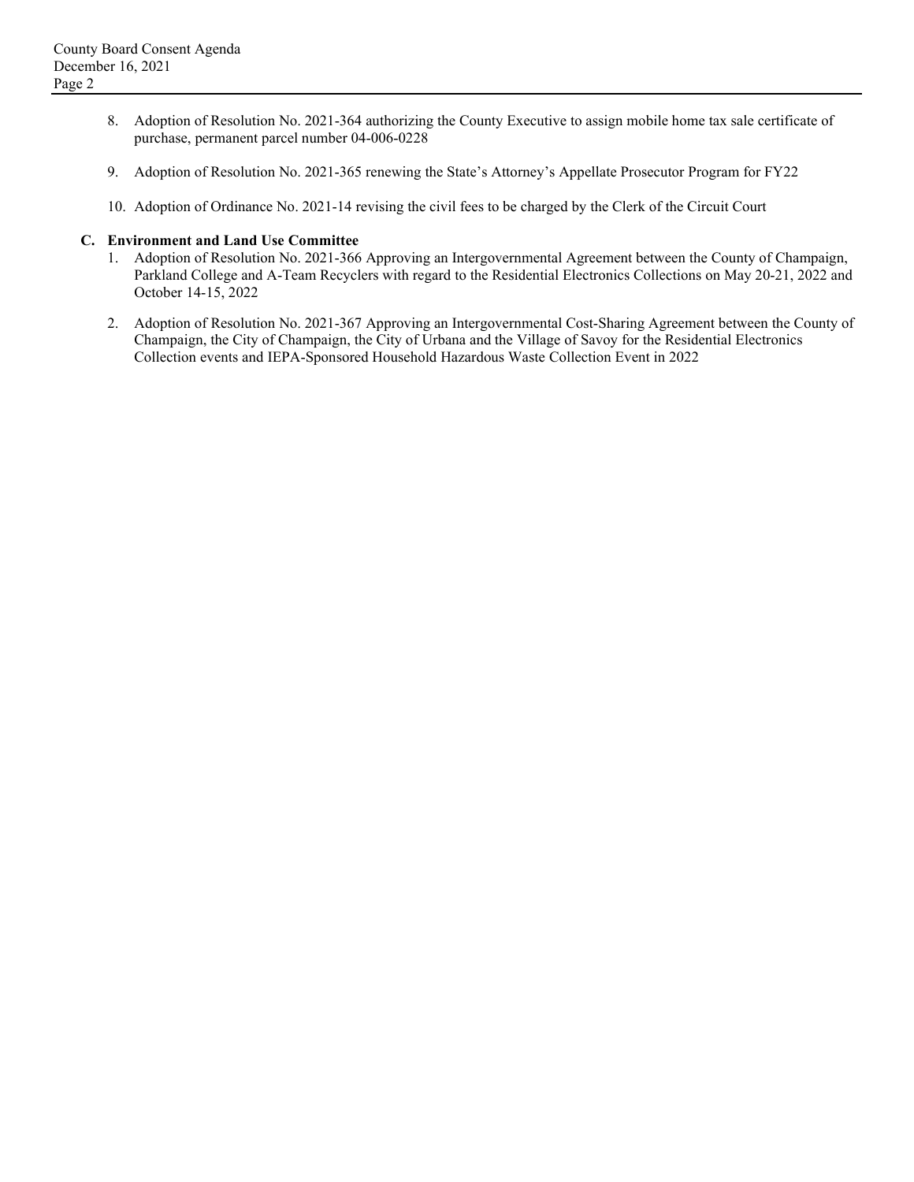8. Adoption of Resolution No. 2021-364 authorizing the County Executive to assign mobile home tax sale certificate of purchase, permanent parcel number 04-006-0228

9. Adoption of Resolution No. 2021-365 renewing the State's Attorney's Appellate Prosecutor Program for FY22

10. Adoption of Ordinance No. 2021-14 revising the civil fees to be charged by the Clerk of the Circuit Court

**C. Environment and Land Use Committee**

1. Adoption of Resolution No. 2021-366 Approving an Intergovernmental Agreement between the County of Champaign, Parkland College and A-Team Recyclers with regard to the Residential Electronics Collections on May 20-21, 2022 and October 14-15, 2022

2. Adoption of Resolution No. 2021-367 Approving an Intergovernmental Cost-Sharing Agreement between the County of Champaign, the City of Champaign, the City of Urbana and the Village of Savoy for the Residential Electronics Collection events and IEPA-Sponsored Household Hazardous Waste Collection Event in 2022